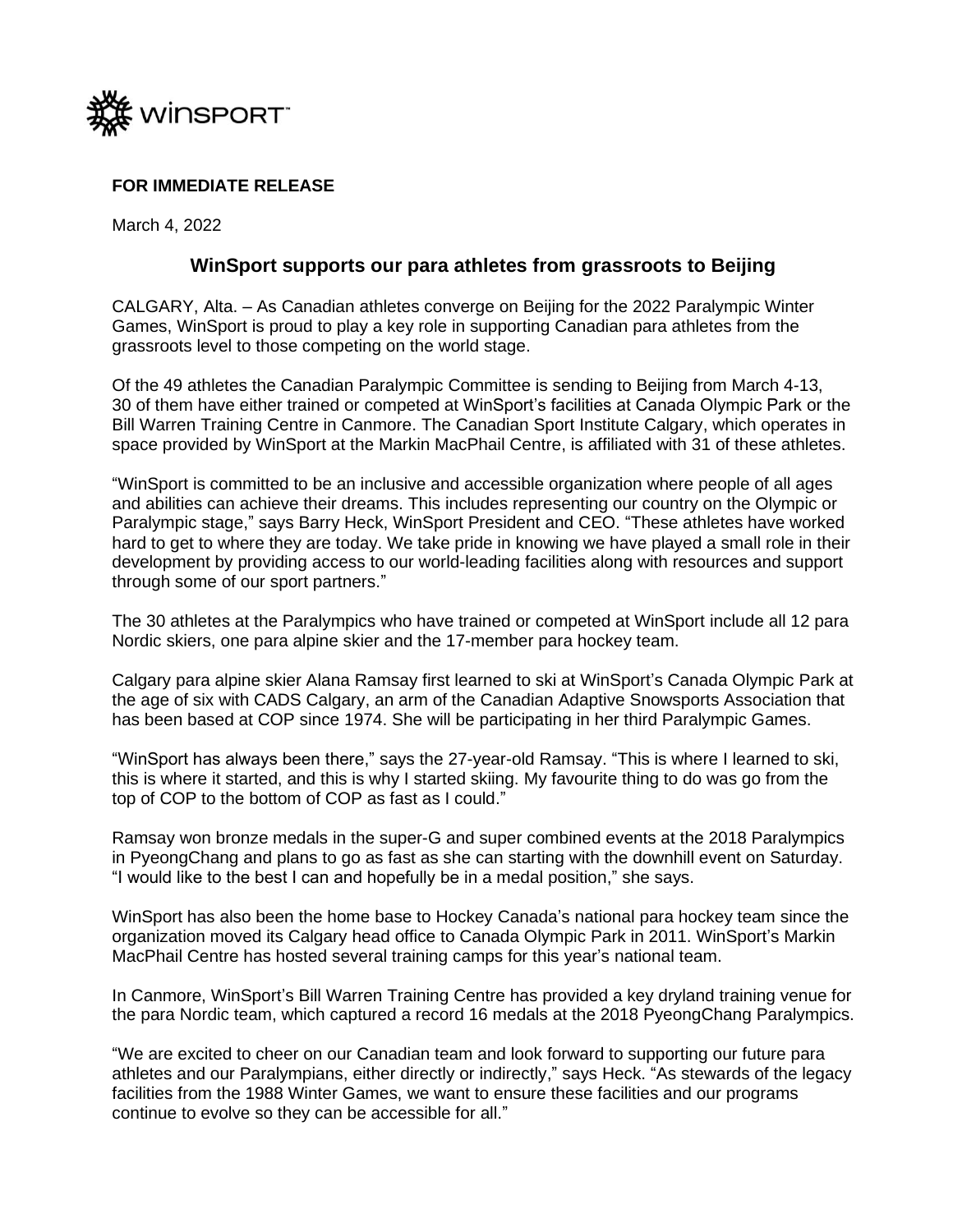**FOR IMMEDIATE RELEASE**

March 4, 2022

## WinSport supports our para athletes from grassroots to Beijing

CALGARY, Alta. – As Canadian athletes converge on Beijing for the 2022 Paralympic Winter Games, WinSport is proud to play a key role in supporting Canadian para athletes from the grassroots level to those competing on the world stage.

Of the 49 athletes the Canadian Paralympic Committee is sending to Beijing from March 4-13, 30 of them have either trained or competed at WinSport's facilities at Canada Olympic Park or the Bill Warren Training Centre in Canmore. The Canadian Sport Institute Calgary, which operates in space provided by WinSport at the Markin MacPhail Centre, is affiliated with 31 of these athletes.

"WinSport is committed to be an inclusive and accessible organization where people of all ages and abilities can achieve their dreams. This includes representing our country on the Olympic or Paralympic stage," says Barry Heck, WinSport President and CEO. "These athletes have worked hard to get to where they are today. We take pride in knowing we have played a small role in their development by providing access to our world-leading facilities along with resources and support through some of our sport partners."

The 30 athletes at the Paralympics who have trained or competed at WinSport include all 12 para Nordic skiers, one para alpine skier and the 17-member para hockey team.

Calgary para alpine skier Alana Ramsay first learned to ski at WinSport's Canada Olympic Park at the age of six with CADS Calgary, an arm of the Canadian Adaptive Snowsports Association that has been based at COP since 1974. She will be participating in her third Paralympic Games.

"WinSport has always been there," says the 27-year-old Ramsay. "This is where I learned to ski, this is where it started, and this is why I started skiing. My favourite thing to do was go from the top of COP to the bottom of COP as fast as I could."

Ramsay won bronze medals in the super-G and super combined events at the 2018 Paralympics in PyeongChang and plans to go as fast as she can starting with the downhill event on Saturday. "I would like to the best I can and hopefully be in a medal position," she says.

WinSport has also been the home base to Hockey Canada's national para hockey team since the organization moved its Calgary head office to Canada Olympic Park in 2011. WinSport's Markin MacPhail Centre has hosted several training camps for this year's national team.

In Canmore, WinSport's Bill Warren Training Centre has provided a key dryland training venue for the para Nordic team, which captured a record 16 medals at the 2018 PyeongChang Paralympics.

"We are excited to cheer on our Canadian team and look forward to supporting our future para athletes and our Paralympians, either directly or indirectly," says Heck. "As stewards of the legacy facilities from the 1988 Winter Games, we want to ensure these facilities and our programs continue to evolve so they can be accessible for all."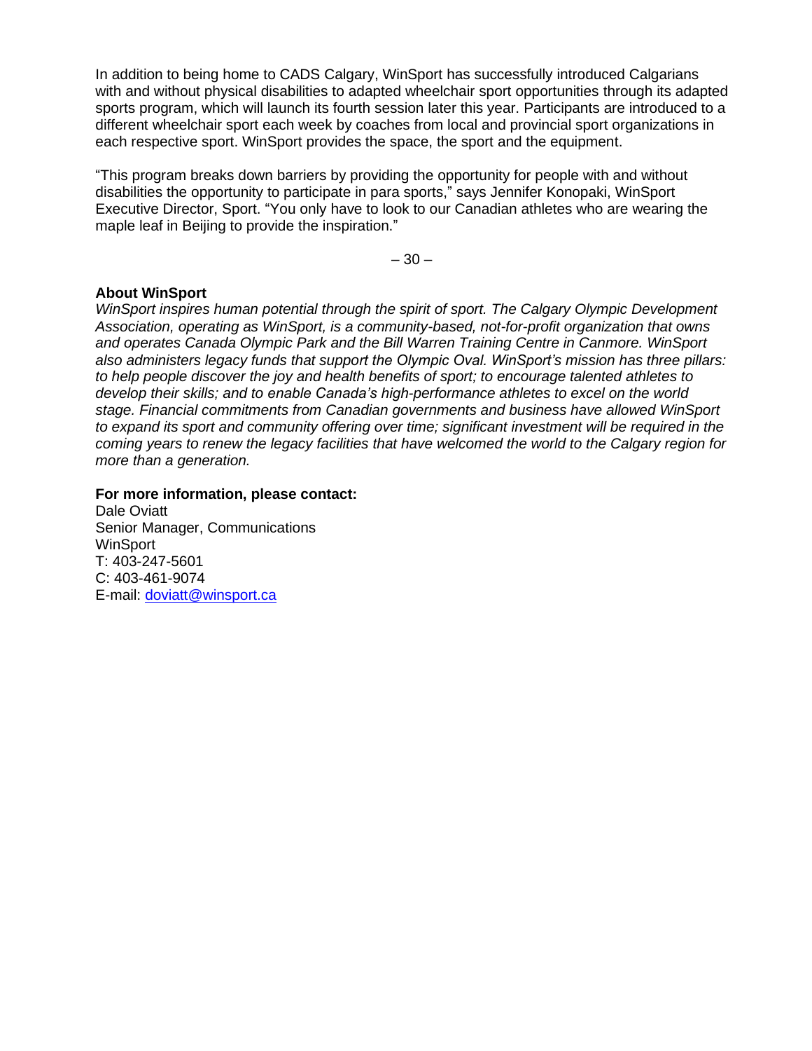In addition to being home to CADS Calgary, WinSport has successfully introduced Calgarians with and without physical disabilities to adapted wheelchair sport opportunities through its adapted sports program, which will launch its fourth session later this year. Participants are introduced to a different wheelchair sport each week by coaches from local and provincial sport organizations in each respective sport. WinSport provides the space, the sport and the equipment.

"This program breaks down barriers by providing the opportunity for people with and without disabilities the opportunity to participate in para sports," says Jennifer Konopaki, WinSport Executive Director, Sport. "You only have to look to our Canadian athletes who are wearing the maple leaf in Beijing to provide the inspiration."

– 30 –

**About WinSport**

*WinSport inspires human potential through the spirit of sport. The Calgary Olympic Development Association, operating as WinSport, is a community-based, not-for-profit organization that owns and operates Canada Olympic Park and the Bill Warren Training Centre in Canmore. WinSport also administers legacy funds that support the Olympic Oval. WinSport's mission has three pillars: to help people discover the joy and health benefits of sport; to encourage talented athletes to develop their skills; and to enable Canada's high-performance athletes to excel on the world stage. Financial commitments from Canadian governments and business have allowed WinSport to expand its sport and community offering over time; significant investment will be required in the coming years to renew the legacy facilities that have welcomed the world to the Calgary region for more than a generation.*

**For more information, please contact:**

Dale Oviatt
Senior Manager, Communications
WinSport
T: 403-247-5601
C: 403-461-9074
E-mail: doviatt@winsport.ca